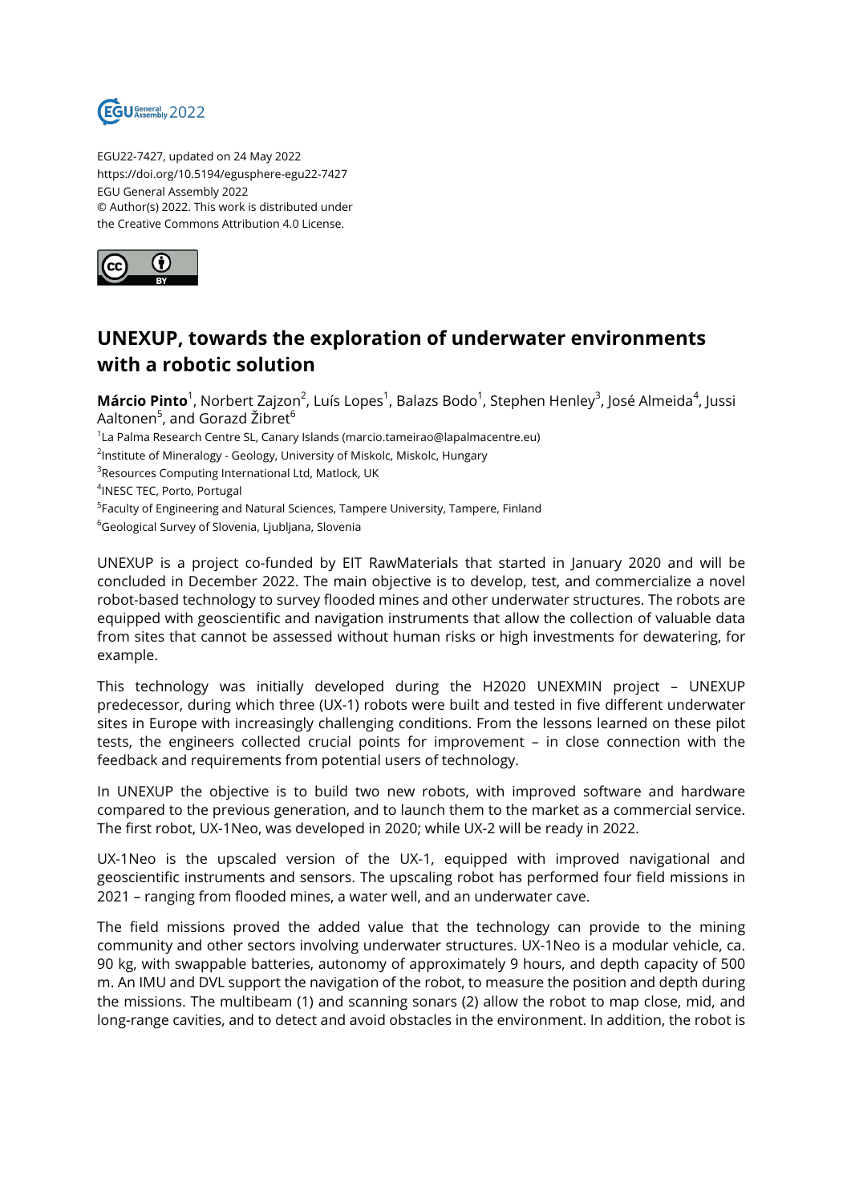EGU22-7427, updated on 24 May 2022
https://doi.org/10.5194/egusphere-egu22-7427
EGU General Assembly 2022
© Author(s) 2022. This work is distributed under
the Creative Commons Attribution 4.0 License.

# UNEXUP, towards the exploration of underwater environments with a robotic solution

**Márcio Pinto**[1], Norbert Zajzon[2], Luís Lopes[1], Balazs Bodo[1], Stephen Henley[3], José Almeida[4], Jussi Aaltonen[5], and Gorazd Žibret[6]

[1]La Palma Research Centre SL, Canary Islands (marcio.tameirao@lapalmacentre.eu)
[2]Institute of Mineralogy - Geology, University of Miskolc, Miskolc, Hungary
[3]Resources Computing International Ltd, Matlock, UK
[4]INESC TEC, Porto, Portugal
[5]Faculty of Engineering and Natural Sciences, Tampere University, Tampere, Finland
[6]Geological Survey of Slovenia, Ljubljana, Slovenia

UNEXUP is a project co-funded by EIT RawMaterials that started in January 2020 and will be concluded in December 2022. The main objective is to develop, test, and commercialize a novel robot-based technology to survey flooded mines and other underwater structures. The robots are equipped with geoscientific and navigation instruments that allow the collection of valuable data from sites that cannot be assessed without human risks or high investments for dewatering, for example.

This technology was initially developed during the H2020 UNEXMIN project – UNEXUP predecessor, during which three (UX-1) robots were built and tested in five different underwater sites in Europe with increasingly challenging conditions. From the lessons learned on these pilot tests, the engineers collected crucial points for improvement – in close connection with the feedback and requirements from potential users of technology.

In UNEXUP the objective is to build two new robots, with improved software and hardware compared to the previous generation, and to launch them to the market as a commercial service. The first robot, UX-1Neo, was developed in 2020; while UX-2 will be ready in 2022.

UX-1Neo is the upscaled version of the UX-1, equipped with improved navigational and geoscientific instruments and sensors. The upscaling robot has performed four field missions in 2021 – ranging from flooded mines, a water well, and an underwater cave.

The field missions proved the added value that the technology can provide to the mining community and other sectors involving underwater structures. UX-1Neo is a modular vehicle, ca. 90 kg, with swappable batteries, autonomy of approximately 9 hours, and depth capacity of 500 m. An IMU and DVL support the navigation of the robot, to measure the position and depth during the missions. The multibeam (1) and scanning sonars (2) allow the robot to map close, mid, and long-range cavities, and to detect and avoid obstacles in the environment. In addition, the robot is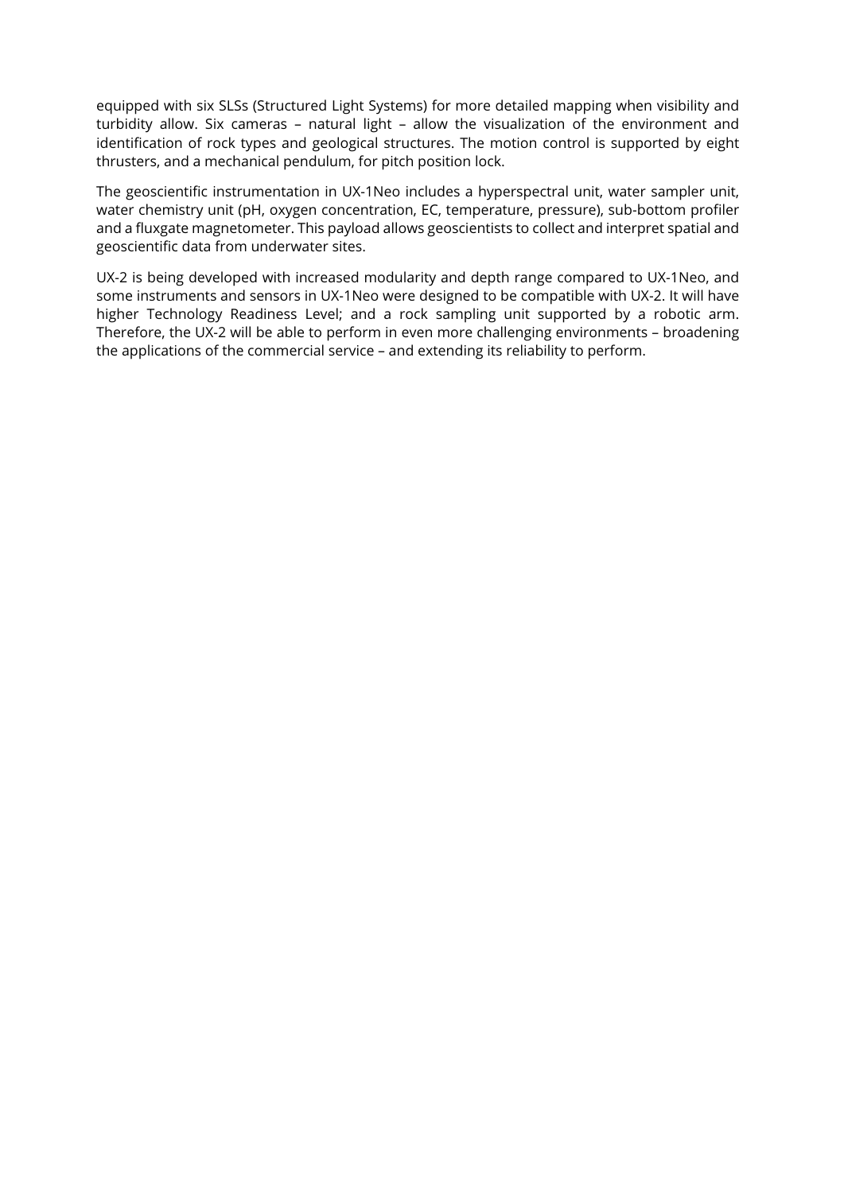equipped with six SLSs (Structured Light Systems) for more detailed mapping when visibility and turbidity allow. Six cameras – natural light – allow the visualization of the environment and identification of rock types and geological structures. The motion control is supported by eight thrusters, and a mechanical pendulum, for pitch position lock.

The geoscientific instrumentation in UX-1Neo includes a hyperspectral unit, water sampler unit, water chemistry unit (pH, oxygen concentration, EC, temperature, pressure), sub-bottom profiler and a fluxgate magnetometer. This payload allows geoscientists to collect and interpret spatial and geoscientific data from underwater sites.

UX-2 is being developed with increased modularity and depth range compared to UX-1Neo, and some instruments and sensors in UX-1Neo were designed to be compatible with UX-2. It will have higher Technology Readiness Level; and a rock sampling unit supported by a robotic arm. Therefore, the UX-2 will be able to perform in even more challenging environments – broadening the applications of the commercial service – and extending its reliability to perform.